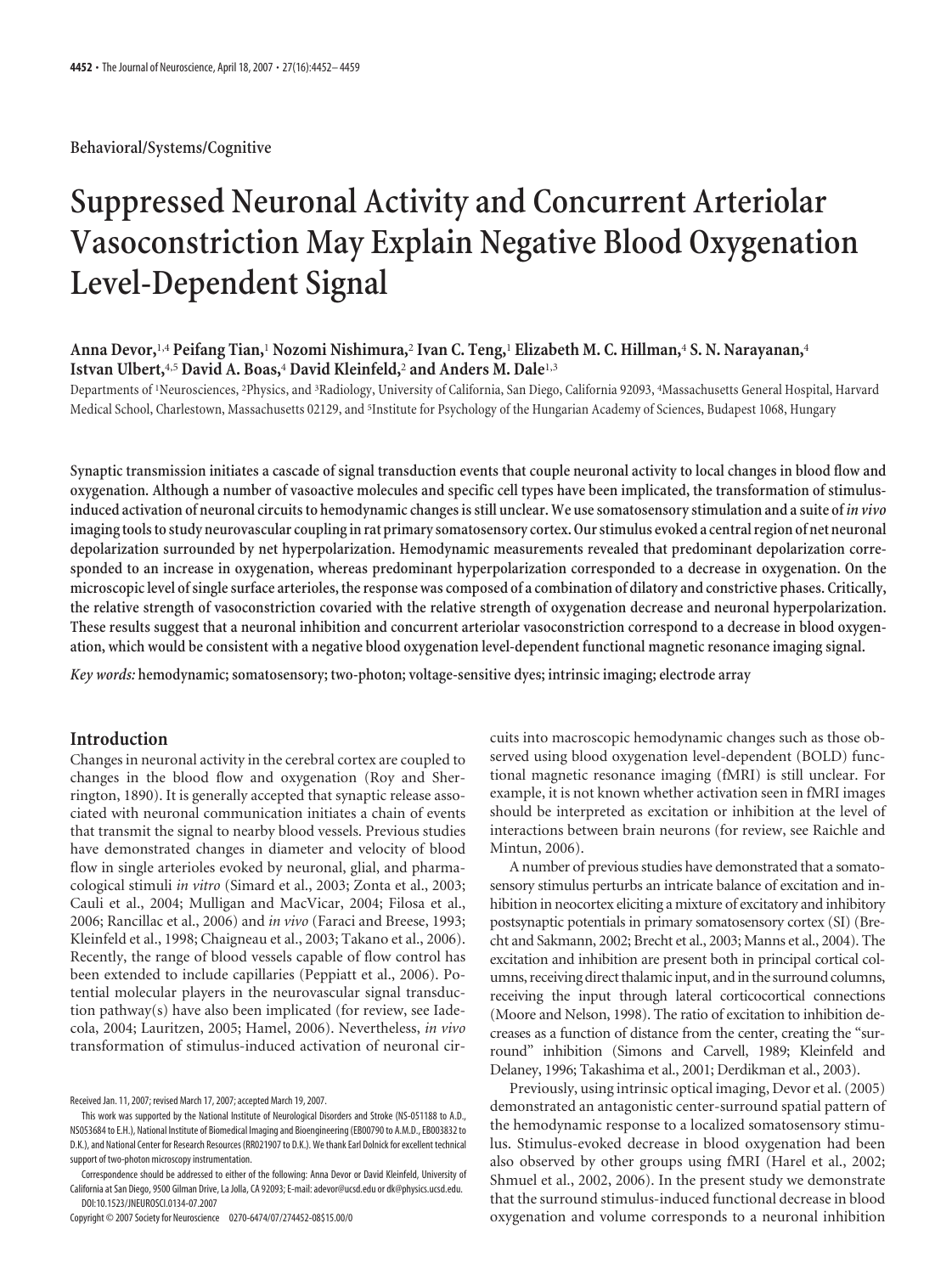**Behavioral/Systems/Cognitive**

# Suppressed Neuronal Activity and Concurrent Arteriolar Vasoconstriction May Explain Negative Blood Oxygenation Level-Dependent Signal

**Anna Devor,[1,4] Peifang Tian,[1] Nozomi Nishimura,[2] Ivan C. Teng,[1] Elizabeth M. C. Hillman,[4] S. N. Narayanan,[4] Istvan Ulbert,[4,5] David A. Boas,[4] David Kleinfeld,[2] and Anders M. Dale[1,3]**

Departments of [1]Neurosciences, [2]Physics, and [3]Radiology, University of California, San Diego, California 92093, [4]Massachusetts General Hospital, Harvard Medical School, Charlestown, Massachusetts 02129, and [5]Institute for Psychology of the Hungarian Academy of Sciences, Budapest 1068, Hungary

**Synaptic transmission initiates a cascade of signal transduction events that couple neuronal activity to local changes in blood flow and oxygenation. Although a number of vasoactive molecules and specific cell types have been implicated, the transformation of stimulus-induced activation of neuronal circuits to hemodynamic changes is still unclear. We use somatosensory stimulation and a suite of *in vivo* imaging tools to study neurovascular coupling in rat primary somatosensory cortex. Our stimulus evoked a central region of net neuronal depolarization surrounded by net hyperpolarization. Hemodynamic measurements revealed that predominant depolarization corresponded to an increase in oxygenation, whereas predominant hyperpolarization corresponded to a decrease in oxygenation. On the microscopic level of single surface arterioles, the response was composed of a combination of dilatory and constrictive phases. Critically, the relative strength of vasoconstriction covaried with the relative strength of oxygenation decrease and neuronal hyperpolarization. These results suggest that a neuronal inhibition and concurrent arteriolar vasoconstriction correspond to a decrease in blood oxygenation, which would be consistent with a negative blood oxygenation level-dependent functional magnetic resonance imaging signal.**

***Key words:*** **hemodynamic; somatosensory; two-photon; voltage-sensitive dyes; intrinsic imaging; electrode array**

## Introduction

Changes in neuronal activity in the cerebral cortex are coupled to changes in the blood flow and oxygenation (Roy and Sherrington, 1890). It is generally accepted that synaptic release associated with neuronal communication initiates a chain of events that transmit the signal to nearby blood vessels. Previous studies have demonstrated changes in diameter and velocity of blood flow in single arterioles evoked by neuronal, glial, and pharmacological stimuli *in vitro* (Simard et al., 2003; Zonta et al., 2003; Cauli et al., 2004; Mulligan and MacVicar, 2004; Filosa et al., 2006; Rancillac et al., 2006) and *in vivo* (Faraci and Breese, 1993; Kleinfeld et al., 1998; Chaigneau et al., 2003; Takano et al., 2006). Recently, the range of blood vessels capable of flow control has been extended to include capillaries (Peppiatt et al., 2006). Potential molecular players in the neurovascular signal transduction pathway(s) have also been implicated (for review, see Iadecola, 2004; Lauritzen, 2005; Hamel, 2006). Nevertheless, *in vivo* transformation of stimulus-induced activation of neuronal circuits into macroscopic hemodynamic changes such as those observed using blood oxygenation level-dependent (BOLD) functional magnetic resonance imaging (fMRI) is still unclear. For example, it is not known whether activation seen in fMRI images should be interpreted as excitation or inhibition at the level of interactions between brain neurons (for review, see Raichle and Mintun, 2006).

A number of previous studies have demonstrated that a somatosensory stimulus perturbs an intricate balance of excitation and inhibition in neocortex eliciting a mixture of excitatory and inhibitory postsynaptic potentials in primary somatosensory cortex (SI) (Brecht and Sakmann, 2002; Brecht et al., 2003; Manns et al., 2004). The excitation and inhibition are present both in principal cortical columns, receiving direct thalamic input, and in the surround columns, receiving the input through lateral corticocortical connections (Moore and Nelson, 1998). The ratio of excitation to inhibition decreases as a function of distance from the center, creating the "surround" inhibition (Simons and Carvell, 1989; Kleinfeld and Delaney, 1996; Takashima et al., 2001; Derdikman et al., 2003).

Previously, using intrinsic optical imaging, Devor et al. (2005) demonstrated an antagonistic center-surround spatial pattern of the hemodynamic response to a localized somatosensory stimulus. Stimulus-evoked decrease in blood oxygenation had been also observed by other groups using fMRI (Harel et al., 2002; Shmuel et al., 2002, 2006). In the present study we demonstrate that the surround stimulus-induced functional decrease in blood oxygenation and volume corresponds to a neuronal inhibition

Received Jan. 11, 2007; revised March 17, 2007; accepted March 19, 2007.

This work was supported by the National Institute of Neurological Disorders and Stroke (NS-051188 to A.D., NS053684 to E.H.), National Institute of Biomedical Imaging and Bioengineering (EB00790 to A.M.D., EB003832 to D.K.), and National Center for Research Resources (RR021907 to D.K.). We thank Earl Dolnick for excellent technical support of two-photon microscopy instrumentation.

Correspondence should be addressed to either of the following: Anna Devor or David Kleinfeld, University of California at San Diego, 9500 Gilman Drive, La Jolla, CA 92093; E-mail: adevor@ucsd.edu or dk@physics.ucsd.edu.

DOI:10.1523/JNEUROSCI.0134-07.2007

Copyright © 2007 Society for Neuroscience 0270-6474/07/274452-08$15.00/0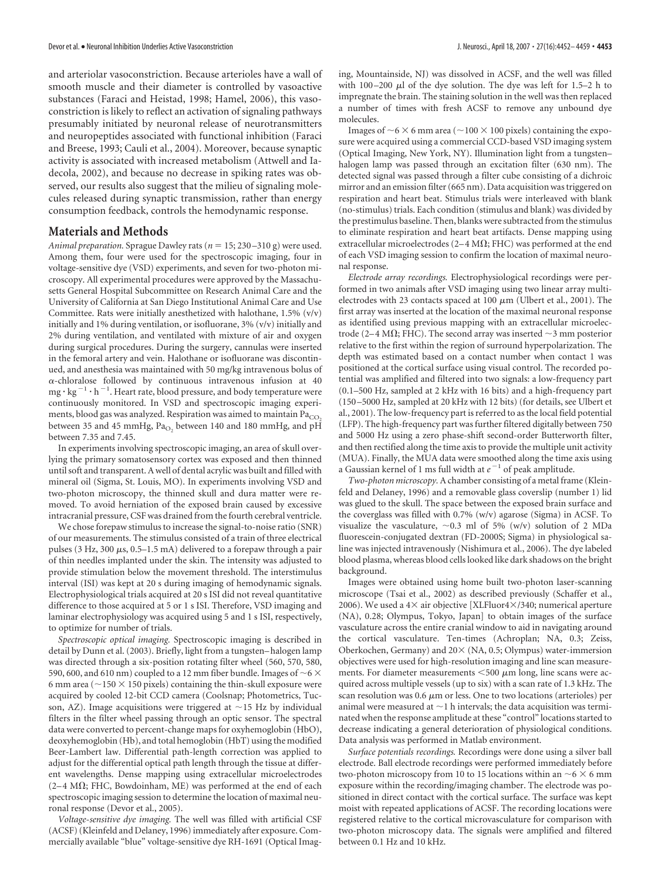and arteriolar vasoconstriction. Because arterioles have a wall of smooth muscle and their diameter is controlled by vasoactive substances (Faraci and Heistad, 1998; Hamel, 2006), this vasoconstriction is likely to reflect an activation of signaling pathways presumably initiated by neuronal release of neurotransmitters and neuropeptides associated with functional inhibition (Faraci and Breese, 1993; Cauli et al., 2004). Moreover, because synaptic activity is associated with increased metabolism (Attwell and Iadecola, 2002), and because no decrease in spiking rates was observed, our results also suggest that the milieu of signaling molecules released during synaptic transmission, rather than energy consumption feedback, controls the hemodynamic response.

## Materials and Methods

*Animal preparation.* Sprague Dawley rats ($n = 15$; 230–310 g) were used. Among them, four were used for the spectroscopic imaging, four in voltage-sensitive dye (VSD) experiments, and seven for two-photon microscopy. All experimental procedures were approved by the Massachusetts General Hospital Subcommittee on Research Animal Care and the University of California at San Diego Institutional Animal Care and Use Committee. Rats were initially anesthetized with halothane, 1.5% (v/v) initially and 1% during ventilation, or isoflurane, 3% (v/v) initially and 2% during ventilation, and ventilated with mixture of air and oxygen during surgical procedures. During the surgery, cannulas were inserted in the femoral artery and vein. Halothane or isoflurane was discontinued, and anesthesia was maintained with 50 mg/kg intravenous bolus of α-chloralose followed by continuous intravenous infusion at 40 $mg \cdot kg^{-1} \cdot h^{-1}$. Heart rate, blood pressure, and body temperature were continuously monitored. In VSD and spectroscopic imaging experiments, blood gas was analyzed. Respiration was aimed to maintain $Pa_{CO_2}$ between 35 and 45 mmHg, $Pa_{O_2}$ between 140 and 180 mmHg, and pH between 7.35 and 7.45.

In experiments involving spectroscopic imaging, an area of skull overlying the primary somatosensory cortex was exposed and then thinned until soft and transparent. A well of dental acrylic was built and filled with mineral oil (Sigma, St. Louis, MO). In experiments involving VSD and two-photon microscopy, the thinned skull and dura matter were removed. To avoid herniation of the exposed brain caused by excessive intracranial pressure, CSF was drained from the fourth cerebral ventricle.

We chose forepaw stimulus to increase the signal-to-noise ratio (SNR) of our measurements. The stimulus consisted of a train of three electrical pulses (3 Hz, 300 μs, 0.5–1.5 mA) delivered to a forepaw through a pair of thin needles implanted under the skin. The intensity was adjusted to provide stimulation below the movement threshold. The interstimulus interval (ISI) was kept at 20 s during imaging of hemodynamic signals. Electrophysiological trials acquired at 20 s ISI did not reveal quantitative difference to those acquired at 5 or 1 s ISI. Therefore, VSD imaging and laminar electrophysiology was acquired using 5 and 1 s ISI, respectively, to optimize for number of trials.

*Spectroscopic optical imaging.* Spectroscopic imaging is described in detail by Dunn et al. (2003). Briefly, light from a tungsten–halogen lamp was directed through a six-position rotating filter wheel (560, 570, 580, 590, 600, and 610 nm) coupled to a 12 mm fiber bundle. Images of ~6 × 6 mm area (~150 × 150 pixels) containing the thin-skull exposure were acquired by cooled 12-bit CCD camera (Coolsnap; Photometrics, Tucson, AZ). Image acquisitions were triggered at ~15 Hz by individual filters in the filter wheel passing through an optic sensor. The spectral data were converted to percent-change maps for oxyhemoglobin (HbO), deoxyhemoglobin (Hb), and total hemoglobin (HbT) using the modified Beer-Lambert law. Differential path-length correction was applied to adjust for the differential optical path length through the tissue at different wavelengths. Dense mapping using extracellular microelectrodes (2–4 MΩ; FHC, Bowdoinham, ME) was performed at the end of each spectroscopic imaging session to determine the location of maximal neuronal response (Devor et al., 2005).

*Voltage-sensitive dye imaging.* The well was filled with artificial CSF (ACSF) (Kleinfeld and Delaney, 1996) immediately after exposure. Commercially available "blue" voltage-sensitive dye RH-1691 (Optical Imaging, Mountainside, NJ) was dissolved in ACSF, and the well was filled with 100–200 μl of the dye solution. The dye was left for 1.5–2 h to impregnate the brain. The staining solution in the well was then replaced a number of times with fresh ACSF to remove any unbound dye molecules.

Images of ~6 × 6 mm area (~100 × 100 pixels) containing the exposure were acquired using a commercial CCD-based VSD imaging system (Optical Imaging, New York, NY). Illumination light from a tungsten–halogen lamp was passed through an excitation filter (630 nm). The detected signal was passed through a filter cube consisting of a dichroic mirror and an emission filter (665 nm). Data acquisition was triggered on respiration and heart beat. Stimulus trials were interleaved with blank (no-stimulus) trials. Each condition (stimulus and blank) was divided by the prestimulus baseline. Then, blanks were subtracted from the stimulus to eliminate respiration and heart beat artifacts. Dense mapping using extracellular microelectrodes (2–4 MΩ; FHC) was performed at the end of each VSD imaging session to confirm the location of maximal neuronal response.

*Electrode array recordings.* Electrophysiological recordings were performed in two animals after VSD imaging using two linear array multielectrodes with 23 contacts spaced at 100 μm (Ulbert et al., 2001). The first array was inserted at the location of the maximal neuronal response as identified using previous mapping with an extracellular microelectrode (2–4 MΩ; FHC). The second array was inserted ~3 mm posterior relative to the first within the region of surround hyperpolarization. The depth was estimated based on a contact number when contact 1 was positioned at the cortical surface using visual control. The recorded potential was amplified and filtered into two signals: a low-frequency part (0.1–500 Hz, sampled at 2 kHz with 16 bits) and a high-frequency part (150–5000 Hz, sampled at 20 kHz with 12 bits) (for details, see Ulbert et al., 2001). The low-frequency part is referred to as the local field potential (LFP). The high-frequency part was further filtered digitally between 750 and 5000 Hz using a zero phase-shift second-order Butterworth filter, and then rectified along the time axis to provide the multiple unit activity (MUA). Finally, the MUA data were smoothed along the time axis using a Gaussian kernel of 1 ms full width at $e^{-1}$ of peak amplitude.

*Two-photon microscopy.* A chamber consisting of a metal frame (Kleinfeld and Delaney, 1996) and a removable glass coverslip (number 1) lid was glued to the skull. The space between the exposed brain surface and the coverglass was filled with 0.7% (w/v) agarose (Sigma) in ACSF. To visualize the vasculature, ~0.3 ml of 5% (w/v) solution of 2 MDa fluorescein-conjugated dextran (FD-2000S; Sigma) in physiological saline was injected intravenously (Nishimura et al., 2006). The dye labeled blood plasma, whereas blood cells looked like dark shadows on the bright background.

Images were obtained using home built two-photon laser-scanning microscope (Tsai et al., 2002) as described previously (Schaffer et al., 2006). We used a 4× air objective [XLFluor4×/340; numerical aperture (NA), 0.28; Olympus, Tokyo, Japan] to obtain images of the surface vasculature across the entire cranial window to aid in navigating around the cortical vasculature. Ten-times (Achroplan; NA, 0.3; Zeiss, Oberkochen, Germany) and 20× (NA, 0.5; Olympus) water-immersion objectives were used for high-resolution imaging and line scan measurements. For diameter measurements <500 μm long, line scans were acquired across multiple vessels (up to six) with a scan rate of 1.3 kHz. The scan resolution was 0.6 μm or less. One to two locations (arterioles) per animal were measured at ~1 h intervals; the data acquisition was terminated when the response amplitude at these "control" locations started to decrease indicating a general deterioration of physiological conditions. Data analysis was performed in Matlab environment.

*Surface potentials recordings.* Recordings were done using a silver ball electrode. Ball electrode recordings were performed immediately before two-photon microscopy from 10 to 15 locations within an ~6 × 6 mm exposure within the recording/imaging chamber. The electrode was positioned in direct contact with the cortical surface. The surface was kept moist with repeated applications of ACSF. The recording locations were registered relative to the cortical microvasculature for comparison with two-photon microscopy data. The signals were amplified and filtered between 0.1 Hz and 10 kHz.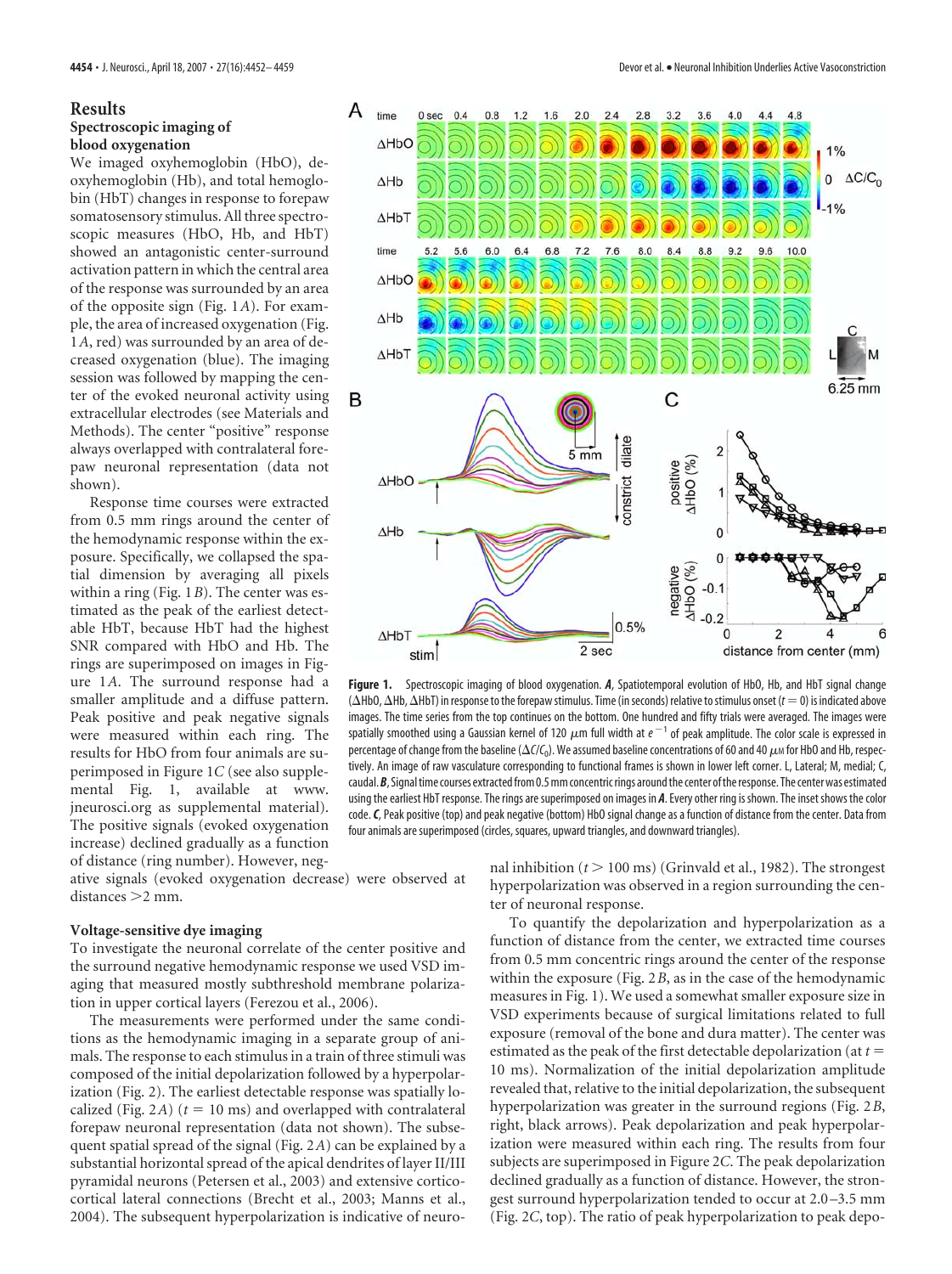## Results

### Spectroscopic imaging of blood oxygenation

We imaged oxyhemoglobin (HbO), deoxyhemoglobin (Hb), and total hemoglobin (HbT) changes in response to forepaw somatosensory stimulus. All three spectroscopic measures (HbO, Hb, and HbT) showed an antagonistic center-surround activation pattern in which the central area of the response was surrounded by an area of the opposite sign (Fig. 1*A*). For example, the area of increased oxygenation (Fig. 1*A*, red) was surrounded by an area of decreased oxygenation (blue). The imaging session was followed by mapping the center of the evoked neuronal activity using extracellular electrodes (see Materials and Methods). The center "positive" response always overlapped with contralateral forepaw neuronal representation (data not shown).

Response time courses were extracted from 0.5 mm rings around the center of the hemodynamic response within the exposure. Specifically, we collapsed the spatial dimension by averaging all pixels within a ring (Fig. 1*B*). The center was estimated as the peak of the earliest detectable HbT, because HbT had the highest SNR compared with HbO and Hb. The rings are superimposed on images in Figure 1*A*. The surround response had a smaller amplitude and a diffuse pattern. Peak positive and peak negative signals were measured within each ring. The results for HbO from four animals are superimposed in Figure 1*C* (see also supplemental Fig. 1, available at www.jneurosci.org as supplemental material). The positive signals (evoked oxygenation increase) declined gradually as a function of distance (ring number). However, negative signals (evoked oxygenation decrease) were observed at distances >2 mm.

**Figure 1.** Spectroscopic imaging of blood oxygenation. ***A***, Spatiotemporal evolution of HbO, Hb, and HbT signal change (ΔHbO, ΔHb, ΔHbT) in response to the forepaw stimulus. Time (in seconds) relative to stimulus onset ($t = 0$) is indicated above images. The time series from the top continues on the bottom. One hundred and fifty trials were averaged. The images were spatially smoothed using a Gaussian kernel of 120 μm full width at $e^{-1}$ of peak amplitude. The color scale is expressed in percentage of change from the baseline ($\Delta C/C_0$). We assumed baseline concentrations of 60 and 40 μM for HbO and Hb, respectively. An image of raw vasculature corresponding to functional frames is shown in lower left corner. L, Lateral; M, medial; C, caudal. ***B***, Signal time courses extracted from 0.5 mm concentric rings around the center of the response. The center was estimated using the earliest HbT response. The rings are superimposed on images in ***A***. Every other ring is shown. The inset shows the color code. ***C***, Peak positive (top) and peak negative (bottom) HbO signal change as a function of distance from the center. Data from four animals are superimposed (circles, squares, upward triangles, and downward triangles).

### Voltage-sensitive dye imaging

To investigate the neuronal correlate of the center positive and the surround negative hemodynamic response we used VSD imaging that measured mostly subthreshold membrane polarization in upper cortical layers (Ferezou et al., 2006).

The measurements were performed under the same conditions as the hemodynamic imaging in a separate group of animals. The response to each stimulus in a train of three stimuli was composed of the initial depolarization followed by a hyperpolarization (Fig. 2). The earliest detectable response was spatially localized (Fig. 2*A*) ($t = 10$ ms) and overlapped with contralateral forepaw neuronal representation (data not shown). The subsequent spatial spread of the signal (Fig. 2*A*) can be explained by a substantial horizontal spread of the apical dendrites of layer II/III pyramidal neurons (Petersen et al., 2003) and extensive corticocortical lateral connections (Brecht et al., 2003; Manns et al., 2004). The subsequent hyperpolarization is indicative of neuronal inhibition ($t > 100$ ms) (Grinvald et al., 1982). The strongest hyperpolarization was observed in a region surrounding the center of neuronal response.

To quantify the depolarization and hyperpolarization as a function of distance from the center, we extracted time courses from 0.5 mm concentric rings around the center of the response within the exposure (Fig. 2*B*, as in the case of the hemodynamic measures in Fig. 1). We used a somewhat smaller exposure size in VSD experiments because of surgical limitations related to full exposure (removal of the bone and dura matter). The center was estimated as the peak of the first detectable depolarization (at $t = 10$ ms). Normalization of the initial depolarization amplitude revealed that, relative to the initial depolarization, the subsequent hyperpolarization was greater in the surround regions (Fig. 2*B*, right, black arrows). Peak depolarization and peak hyperpolarization were measured within each ring. The results from four subjects are superimposed in Figure 2*C*. The peak depolarization declined gradually as a function of distance. However, the strongest surround hyperpolarization tended to occur at 2.0–3.5 mm (Fig. 2*C*, top). The ratio of peak hyperpolarization to peak depo-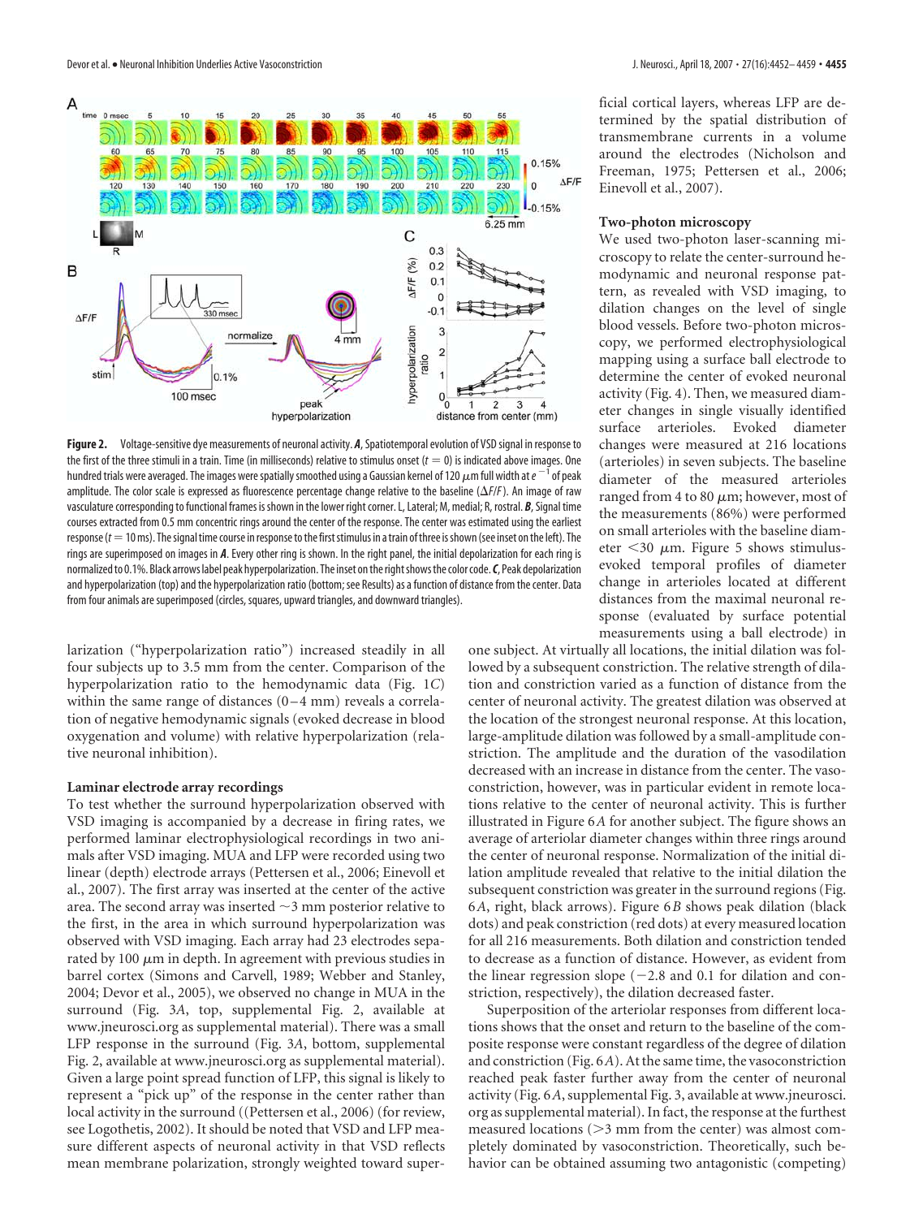**Figure 2.** Voltage-sensitive dye measurements of neuronal activity. ***A***, Spatiotemporal evolution of VSD signal in response to the first of the three stimuli in a train. Time (in milliseconds) relative to stimulus onset ($t = 0$) is indicated above images. One hundred trials were averaged. The images were spatially smoothed using a Gaussian kernel of 120 μm full width at $e^{-1}$ of peak amplitude. The color scale is expressed as fluorescence percentage change relative to the baseline (ΔF/F). An image of raw vasculature corresponding to functional frames is shown in the lower right corner. L, Lateral; M, medial; R, rostral. ***B***, Signal time courses extracted from 0.5 mm concentric rings around the center of the response. The center was estimated using the earliest response ($t = 10$ ms). The signal time course in response to the first stimulus in a train of three is shown (see inset on the left). The rings are superimposed on images in ***A***. Every other ring is shown. In the right panel, the initial depolarization for each ring is normalized to 0.1%. Black arrows label peak hyperpolarization. The inset on the right shows the color code. ***C***, Peak depolarization and hyperpolarization (top) and the hyperpolarization ratio (bottom; see Results) as a function of distance from the center. Data from four animals are superimposed (circles, squares, upward triangles, and downward triangles).

larization ("hyperpolarization ratio") increased steadily in all four subjects up to 3.5 mm from the center. Comparison of the hyperpolarization ratio to the hemodynamic data (Fig. 1*C*) within the same range of distances (0–4 mm) reveals a correlation of negative hemodynamic signals (evoked decrease in blood oxygenation and volume) with relative hyperpolarization (relative neuronal inhibition).

### Laminar electrode array recordings

To test whether the surround hyperpolarization observed with VSD imaging is accompanied by a decrease in firing rates, we performed laminar electrophysiological recordings in two animals after VSD imaging. MUA and LFP were recorded using two linear (depth) electrode arrays (Pettersen et al., 2006; Einevoll et al., 2007). The first array was inserted at the center of the active area. The second array was inserted ~3 mm posterior relative to the first, in the area in which surround hyperpolarization was observed with VSD imaging. Each array had 23 electrodes separated by 100 μm in depth. In agreement with previous studies in barrel cortex (Simons and Carvell, 1989; Webber and Stanley, 2004; Devor et al., 2005), we observed no change in MUA in the surround (Fig. 3*A*, top, supplemental Fig. 2, available at www.jneurosci.org as supplemental material). There was a small LFP response in the surround (Fig. 3*A*, bottom, supplemental Fig. 2, available at www.jneurosci.org as supplemental material). Given a large point spread function of LFP, this signal is likely to represent a "pick up" of the response in the center rather than local activity in the surround ((Pettersen et al., 2006) (for review, see Logothetis, 2002). It should be noted that VSD and LFP measure different aspects of neuronal activity in that VSD reflects mean membrane polarization, strongly weighted toward superficial cortical layers, whereas LFP are determined by the spatial distribution of transmembrane currents in a volume around the electrodes (Nicholson and Freeman, 1975; Pettersen et al., 2006; Einevoll et al., 2007).

### Two-photon microscopy

We used two-photon laser-scanning microscopy to relate the center-surround hemodynamic and neuronal response pattern, as revealed with VSD imaging, to dilation changes on the level of single blood vessels. Before two-photon microscopy, we performed electrophysiological mapping using a surface ball electrode to determine the center of evoked neuronal activity (Fig. 4). Then, we measured diameter changes in single visually identified surface arterioles. Evoked diameter changes were measured at 216 locations (arterioles) in seven subjects. The baseline diameter of the measured arterioles ranged from 4 to 80 μm; however, most of the measurements (86%) were performed on small arterioles with the baseline diameter <30 μm. Figure 5 shows stimulus-evoked temporal profiles of diameter change in arterioles located at different distances from the maximal neuronal response (evaluated by surface potential measurements using a ball electrode) in one subject. At virtually all locations, the initial dilation was followed by a subsequent constriction. The relative strength of dilation and constriction varied as a function of distance from the center of neuronal activity. The greatest dilation was observed at the location of the strongest neuronal response. At this location, large-amplitude dilation was followed by a small-amplitude constriction. The amplitude and the duration of the vasodilation decreased with an increase in distance from the center. The vasoconstriction, however, was in particular evident in remote locations relative to the center of neuronal activity. This is further illustrated in Figure 6*A* for another subject. The figure shows an average of arteriolar diameter changes within three rings around the center of neuronal response. Normalization of the initial dilation amplitude revealed that relative to the initial dilation the subsequent constriction was greater in the surround regions (Fig. 6*A*, right, black arrows). Figure 6*B* shows peak dilation (black dots) and peak constriction (red dots) at every measured location for all 216 measurements. Both dilation and constriction tended to decrease as a function of distance. However, as evident from the linear regression slope (−2.8 and 0.1 for dilation and constriction, respectively), the dilation decreased faster.

Superposition of the arteriolar responses from different locations shows that the onset and return to the baseline of the composite response were constant regardless of the degree of dilation and constriction (Fig. 6*A*). At the same time, the vasoconstriction reached peak faster further away from the center of neuronal activity (Fig. 6*A*, supplemental Fig. 3, available at www.jneurosci.org as supplemental material). In fact, the response at the furthest measured locations (>3 mm from the center) was almost completely dominated by vasoconstriction. Theoretically, such behavior can be obtained assuming two antagonistic (competing)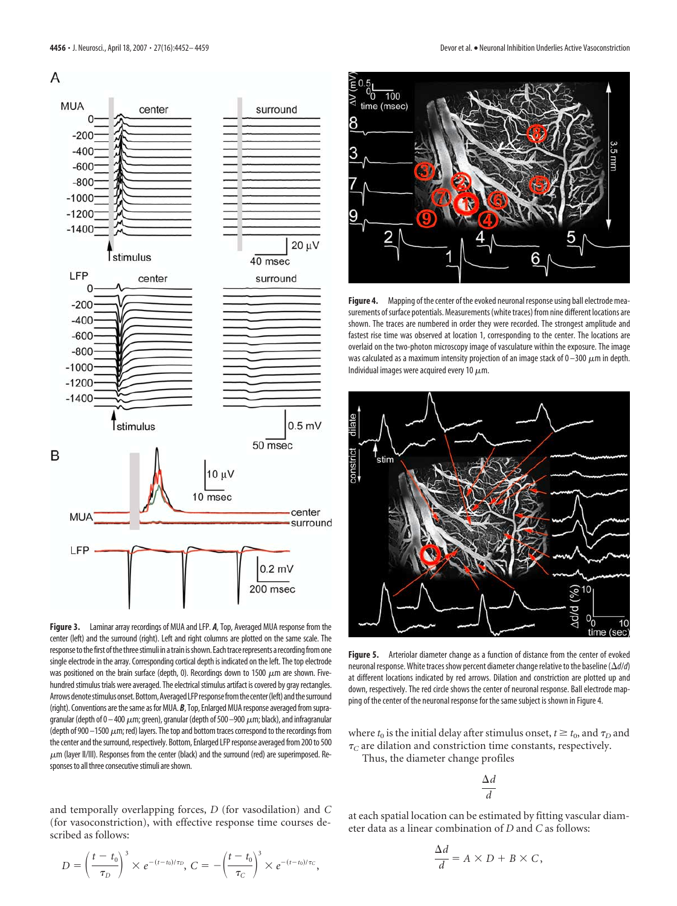**Figure 3.** Laminar array recordings of MUA and LFP. ***A***, Top, Averaged MUA response from the center (left) and the surround (right). Left and right columns are plotted on the same scale. The response to the first of the three stimuli in a train is shown. Each trace represents a recording from one single electrode in the array. Corresponding cortical depth is indicated on the left. The top electrode was positioned on the brain surface (depth, 0). Recordings down to 1500 μm are shown. Five-hundred stimulus trials were averaged. The electrical stimulus artifact is covered by gray rectangles. Arrows denote stimulus onset. Bottom, Averaged LFP response from the center (left) and the surround (right). Conventions are the same as for MUA. ***B***, Top, Enlarged MUA response averaged from supragranular (depth of 0–400 μm; green), granular (depth of 500–900 μm; black), and infragranular (depth of 900–1500 μm; red) layers. The top and bottom traces correspond to the recordings from the center and the surround, respectively. Bottom, Enlarged LFP response averaged from 200 to 500 μm (layer II/III). Responses from the center (black) and the surround (red) are superimposed. Responses to all three consecutive stimuli are shown.

**Figure 4.** Mapping of the center of the evoked neuronal response using ball electrode measurements of surface potentials. Measurements (white traces) from nine different locations are shown. The traces are numbered in order they were recorded. The strongest amplitude and fastest rise time was observed at location 1, corresponding to the center. The locations are overlaid on the two-photon microscopy image of vasculature within the exposure. The image was calculated as a maximum intensity projection of an image stack of 0–300 μm in depth. Individual images were acquired every 10 μm.

**Figure 5.** Arteriolar diameter change as a function of distance from the center of evoked neuronal response. White traces show percent diameter change relative to the baseline ($\Delta d/d$) at different locations indicated by red arrows. Dilation and constriction are plotted up and down, respectively. The red circle shows the center of neuronal response. Ball electrode mapping of the center of the neuronal response for the same subject is shown in Figure 4.

and temporally overlapping forces, $D$ (for vasodilation) and $C$ (for vasoconstriction), with effective response time courses described as follows:

$$D = \left(\frac{t - t_0}{\tau_D}\right)^3 \times e^{-(t-t_0)/\tau_D},\ C = -\left(\frac{t - t_0}{\tau_C}\right)^3 \times e^{-(t-t_0)/\tau_C},$$

where $t_0$ is the initial delay after stimulus onset, $t \geq t_0$, and $\tau_D$ and $\tau_C$ are dilation and constriction time constants, respectively.

Thus, the diameter change profiles

$$\frac{\Delta d}{d}$$

at each spatial location can be estimated by fitting vascular diameter data as a linear combination of $D$ and $C$ as follows:

$$\frac{\Delta d}{d} = A \times D + B \times C,$$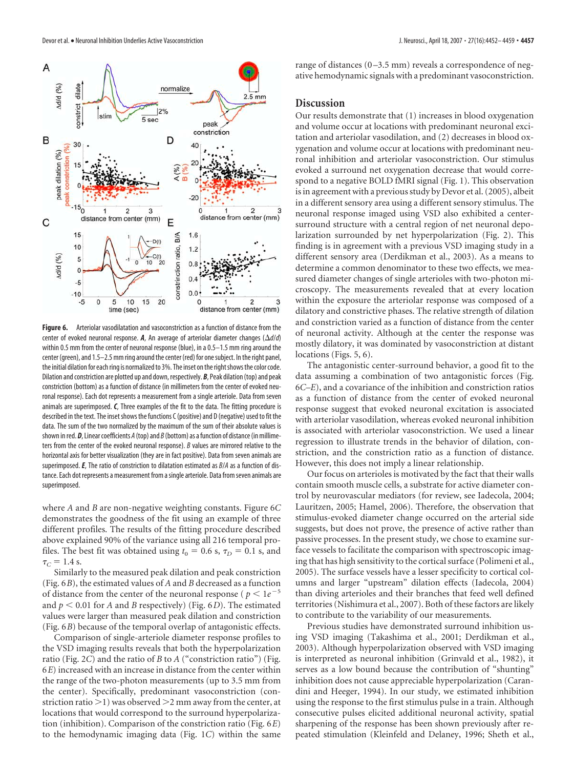**Figure 6.** Arteriolar vasodilatation and vasoconstriction as a function of distance from the center of evoked neuronal response. ***A***, An average of arteriolar diameter changes ($\Delta d/d$) within 0.5 mm from the center of neuronal response (blue), in a 0.5–1.5 mm ring around the center (green), and 1.5–2.5 mm ring around the center (red) for one subject. In the right panel, the initial dilation for each ring is normalized to 3%. The inset on the right shows the color code. Dilation and constriction are plotted up and down, respectively. ***B***, Peak dilation (top) and peak constriction (bottom) as a function of distance (in millimeters from the center of evoked neuronal response). Each dot represents a measurement from a single arteriole. Data from seven animals are superimposed. ***C***, Three examples of the fit to the data. The fitting procedure is described in the text. The inset shows the functions C (positive) and D (negative) used to fit the data. The sum of the two normalized by the maximum of the sum of their absolute values is shown in red. ***D***, Linear coefficients *A* (top) and *B* (bottom) as a function of distance (in millimeters from the center of the evoked neuronal response). *B* values are mirrored relative to the horizontal axis for better visualization (they are in fact positive). Data from seven animals are superimposed. ***E***, The ratio of constriction to dilatation estimated as *B*/*A* as a function of distance. Each dot represents a measurement from a single arteriole. Data from seven animals are superimposed.

where *A* and *B* are non-negative weighting constants. Figure 6*C* demonstrates the goodness of the fit using an example of three different profiles. The results of the fitting procedure described above explained 90% of the variance using all 216 temporal profiles. The best fit was obtained using $t_0 = 0.6$ s, $\tau_D = 0.1$ s, and $\tau_C = 1.4$ s.

Similarly to the measured peak dilation and peak constriction (Fig. 6*B*), the estimated values of *A* and *B* decreased as a function of distance from the center of the neuronal response ($p < 1e^{-5}$ and $p < 0.01$ for *A* and *B* respectively) (Fig. 6*D*). The estimated values were larger than measured peak dilation and constriction (Fig. 6*B*) because of the temporal overlap of antagonistic effects.

Comparison of single-arteriole diameter response profiles to the VSD imaging results reveals that both the hyperpolarization ratio (Fig. 2*C*) and the ratio of *B* to *A* ("constriction ratio") (Fig. 6*E*) increased with an increase in distance from the center within the range of the two-photon measurements (up to 3.5 mm from the center). Specifically, predominant vasoconstriction (constriction ratio >1) was observed >2 mm away from the center, at locations that would correspond to the surround hyperpolarization (inhibition). Comparison of the constriction ratio (Fig. 6*E*) to the hemodynamic imaging data (Fig. 1*C*) within the same range of distances (0–3.5 mm) reveals a correspondence of negative hemodynamic signals with a predominant vasoconstriction.

## Discussion

Our results demonstrate that (1) increases in blood oxygenation and volume occur at locations with predominant neuronal excitation and arteriolar vasodilation, and (2) decreases in blood oxygenation and volume occur at locations with predominant neuronal inhibition and arteriolar vasoconstriction. Our stimulus evoked a surround net oxygenation decrease that would correspond to a negative BOLD fMRI signal (Fig. 1). This observation is in agreement with a previous study by Devor et al. (2005), albeit in a different sensory area using a different sensory stimulus. The neuronal response imaged using VSD also exhibited a center-surround structure with a central region of net neuronal depolarization surrounded by net hyperpolarization (Fig. 2). This finding is in agreement with a previous VSD imaging study in a different sensory area (Derdikman et al., 2003). As a means to determine a common denominator to these two effects, we measured diameter changes of single arterioles with two-photon microscopy. The measurements revealed that at every location within the exposure the arteriolar response was composed of a dilatory and constrictive phases. The relative strength of dilation and constriction varied as a function of distance from the center of neuronal activity. Although at the center the response was mostly dilatory, it was dominated by vasoconstriction at distant locations (Figs. 5, 6).

The antagonistic center-surround behavior, a good fit to the data assuming a combination of two antagonistic forces (Fig. 6*C–E*), and a covariance of the inhibition and constriction ratios as a function of distance from the center of evoked neuronal response suggest that evoked neuronal excitation is associated with arteriolar vasodilation, whereas evoked neuronal inhibition is associated with arteriolar vasoconstriction. We used a linear regression to illustrate trends in the behavior of dilation, constriction, and the constriction ratio as a function of distance. However, this does not imply a linear relationship.

Our focus on arterioles is motivated by the fact that their walls contain smooth muscle cells, a substrate for active diameter control by neurovascular mediators (for review, see Iadecola, 2004; Lauritzen, 2005; Hamel, 2006). Therefore, the observation that stimulus-evoked diameter change occurred on the arterial side suggests, but does not prove, the presence of active rather than passive processes. In the present study, we chose to examine surface vessels to facilitate the comparison with spectroscopic imaging that has high sensitivity to the cortical surface (Polimeni et al., 2005). The surface vessels have a lesser specificity to cortical columns and larger "upstream" dilation effects (Iadecola, 2004) than diving arterioles and their branches that feed well defined territories (Nishimura et al., 2007). Both of these factors are likely to contribute to the variability of our measurements.

Previous studies have demonstrated surround inhibition using VSD imaging (Takashima et al., 2001; Derdikman et al., 2003). Although hyperpolarization observed with VSD imaging is interpreted as neuronal inhibition (Grinvald et al., 1982), it serves as a low bound because the contribution of "shunting" inhibition does not cause appreciable hyperpolarization (Carandini and Heeger, 1994). In our study, we estimated inhibition using the response to the first stimulus pulse in a train. Although consecutive pulses elicited additional neuronal activity, spatial sharpening of the response has been shown previously after repeated stimulation (Kleinfeld and Delaney, 1996; Sheth et al.,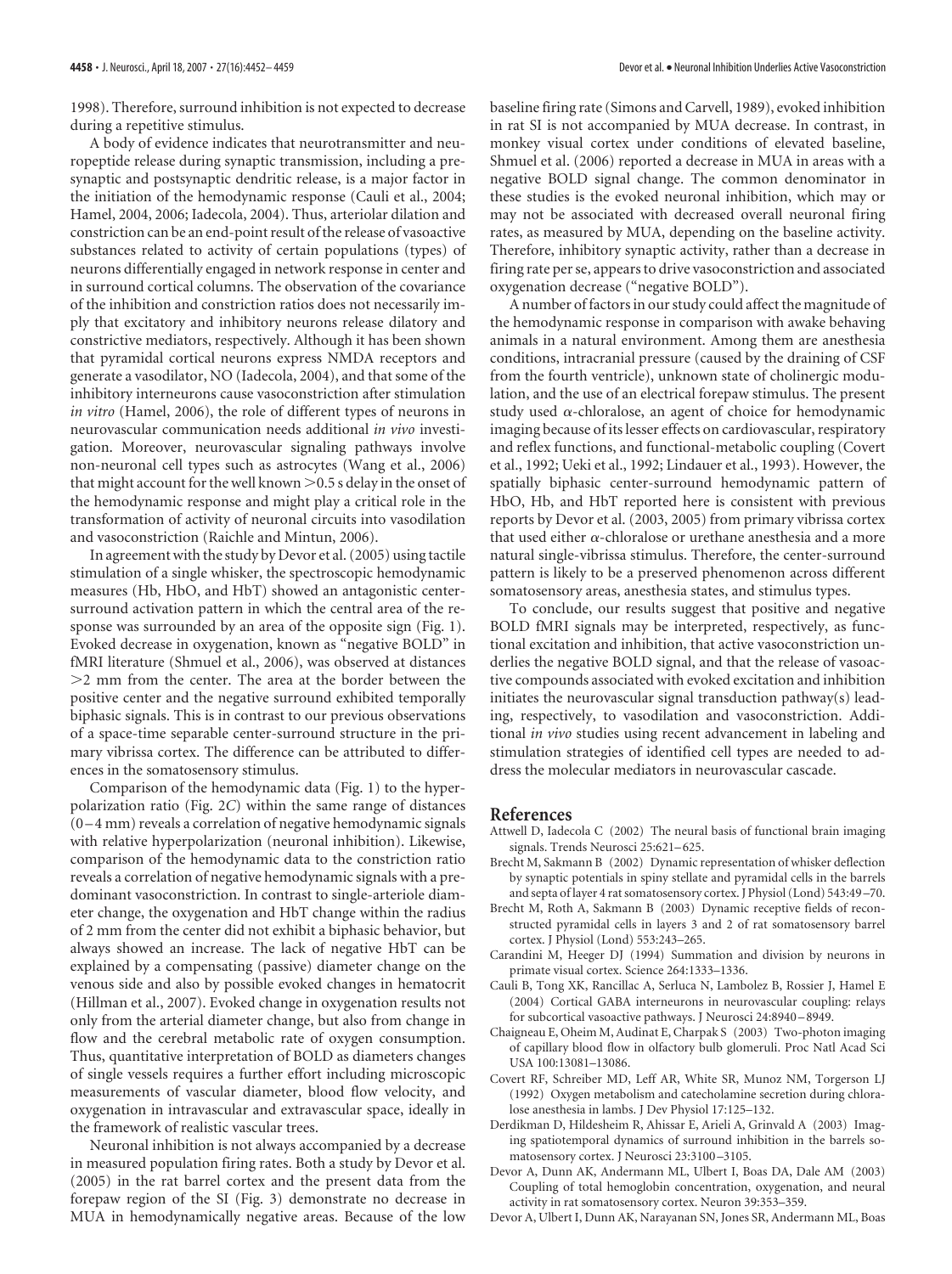1998). Therefore, surround inhibition is not expected to decrease during a repetitive stimulus.

A body of evidence indicates that neurotransmitter and neuropeptide release during synaptic transmission, including a presynaptic and postsynaptic dendritic release, is a major factor in the initiation of the hemodynamic response (Cauli et al., 2004; Hamel, 2004, 2006; Iadecola, 2004). Thus, arteriolar dilation and constriction can be an end-point result of the release of vasoactive substances related to activity of certain populations (types) of neurons differentially engaged in network response in center and in surround cortical columns. The observation of the covariance of the inhibition and constriction ratios does not necessarily imply that excitatory and inhibitory neurons release dilatory and constrictive mediators, respectively. Although it has been shown that pyramidal cortical neurons express NMDA receptors and generate a vasodilator, NO (Iadecola, 2004), and that some of the inhibitory interneurons cause vasoconstriction after stimulation *in vitro* (Hamel, 2006), the role of different types of neurons in neurovascular communication needs additional *in vivo* investigation. Moreover, neurovascular signaling pathways involve non-neuronal cell types such as astrocytes (Wang et al., 2006) that might account for the well known >0.5 s delay in the onset of the hemodynamic response and might play a critical role in the transformation of activity of neuronal circuits into vasodilation and vasoconstriction (Raichle and Mintun, 2006).

In agreement with the study by Devor et al. (2005) using tactile stimulation of a single whisker, the spectroscopic hemodynamic measures (Hb, HbO, and HbT) showed an antagonistic center-surround activation pattern in which the central area of the response was surrounded by an area of the opposite sign (Fig. 1). Evoked decrease in oxygenation, known as "negative BOLD" in fMRI literature (Shmuel et al., 2006), was observed at distances >2 mm from the center. The area at the border between the positive center and the negative surround exhibited temporally biphasic signals. This is in contrast to our previous observations of a space-time separable center-surround structure in the primary vibrissa cortex. The difference can be attributed to differences in the somatosensory stimulus.

Comparison of the hemodynamic data (Fig. 1) to the hyperpolarization ratio (Fig. 2*C*) within the same range of distances (0–4 mm) reveals a correlation of negative hemodynamic signals with relative hyperpolarization (neuronal inhibition). Likewise, comparison of the hemodynamic data to the constriction ratio reveals a correlation of negative hemodynamic signals with a predominant vasoconstriction. In contrast to single-arteriole diameter change, the oxygenation and HbT change within the radius of 2 mm from the center did not exhibit a biphasic behavior, but always showed an increase. The lack of negative HbT can be explained by a compensating (passive) diameter change on the venous side and also by possible evoked changes in hematocrit (Hillman et al., 2007). Evoked change in oxygenation results not only from the arterial diameter change, but also from change in flow and the cerebral metabolic rate of oxygen consumption. Thus, quantitative interpretation of BOLD as diameters changes of single vessels requires a further effort including microscopic measurements of vascular diameter, blood flow velocity, and oxygenation in intravascular and extravascular space, ideally in the framework of realistic vascular trees.

Neuronal inhibition is not always accompanied by a decrease in measured population firing rates. Both a study by Devor et al. (2005) in the rat barrel cortex and the present data from the forepaw region of the SI (Fig. 3) demonstrate no decrease in MUA in hemodynamically negative areas. Because of the low baseline firing rate (Simons and Carvell, 1989), evoked inhibition in rat SI is not accompanied by MUA decrease. In contrast, in monkey visual cortex under conditions of elevated baseline, Shmuel et al. (2006) reported a decrease in MUA in areas with a negative BOLD signal change. The common denominator in these studies is the evoked neuronal inhibition, which may or may not be associated with decreased overall neuronal firing rates, as measured by MUA, depending on the baseline activity. Therefore, inhibitory synaptic activity, rather than a decrease in firing rate per se, appears to drive vasoconstriction and associated oxygenation decrease ("negative BOLD").

A number of factors in our study could affect the magnitude of the hemodynamic response in comparison with awake behaving animals in a natural environment. Among them are anesthesia conditions, intracranial pressure (caused by the draining of CSF from the fourth ventricle), unknown state of cholinergic modulation, and the use of an electrical forepaw stimulus. The present study used $\alpha$-chloralose, an agent of choice for hemodynamic imaging because of its lesser effects on cardiovascular, respiratory and reflex functions, and functional-metabolic coupling (Covert et al., 1992; Ueki et al., 1992; Lindauer et al., 1993). However, the spatially biphasic center-surround hemodynamic pattern of HbO, Hb, and HbT reported here is consistent with previous reports by Devor et al. (2003, 2005) from primary vibrissa cortex that used either $\alpha$-chloralose or urethane anesthesia and a more natural single-vibrissa stimulus. Therefore, the center-surround pattern is likely to be a preserved phenomenon across different somatosensory areas, anesthesia states, and stimulus types.

To conclude, our results suggest that positive and negative BOLD fMRI signals may be interpreted, respectively, as functional excitation and inhibition, that active vasoconstriction underlies the negative BOLD signal, and that the release of vasoactive compounds associated with evoked excitation and inhibition initiates the neurovascular signal transduction pathway(s) leading, respectively, to vasodilation and vasoconstriction. Additional *in vivo* studies using recent advancement in labeling and stimulation strategies of identified cell types are needed to address the molecular mediators in neurovascular cascade.

## References

Attwell D, Iadecola C (2002) The neural basis of functional brain imaging signals. Trends Neurosci 25:621–625.

Brecht M, Sakmann B (2002) Dynamic representation of whisker deflection by synaptic potentials in spiny stellate and pyramidal cells in the barrels and septa of layer 4 rat somatosensory cortex. J Physiol (Lond) 543:49–70.

Brecht M, Roth A, Sakmann B (2003) Dynamic receptive fields of reconstructed pyramidal cells in layers 3 and 2 of rat somatosensory barrel cortex. J Physiol (Lond) 553:243–265.

Carandini M, Heeger DJ (1994) Summation and division by neurons in primate visual cortex. Science 264:1333–1336.

Cauli B, Tong XK, Rancillac A, Serluca N, Lambolez B, Rossier J, Hamel E (2004) Cortical GABA interneurons in neurovascular coupling: relays for subcortical vasoactive pathways. J Neurosci 24:8940–8949.

Chaigneau E, Oheim M, Audinat E, Charpak S (2003) Two-photon imaging of capillary blood flow in olfactory bulb glomeruli. Proc Natl Acad Sci USA 100:13081–13086.

Covert RF, Schreiber MD, Leff AR, White SR, Munoz NM, Torgerson LJ (1992) Oxygen metabolism and catecholamine secretion during chloralose anesthesia in lambs. J Dev Physiol 17:125–132.

Derdikman D, Hildesheim R, Ahissar E, Arieli A, Grinvald A (2003) Imaging spatiotemporal dynamics of surround inhibition in the barrels somatosensory cortex. J Neurosci 23:3100–3105.

Devor A, Dunn AK, Andermann ML, Ulbert I, Boas DA, Dale AM (2003) Coupling of total hemoglobin concentration, oxygenation, and neural activity in rat somatosensory cortex. Neuron 39:353–359.

Devor A, Ulbert I, Dunn AK, Narayanan SN, Jones SR, Andermann ML, Boas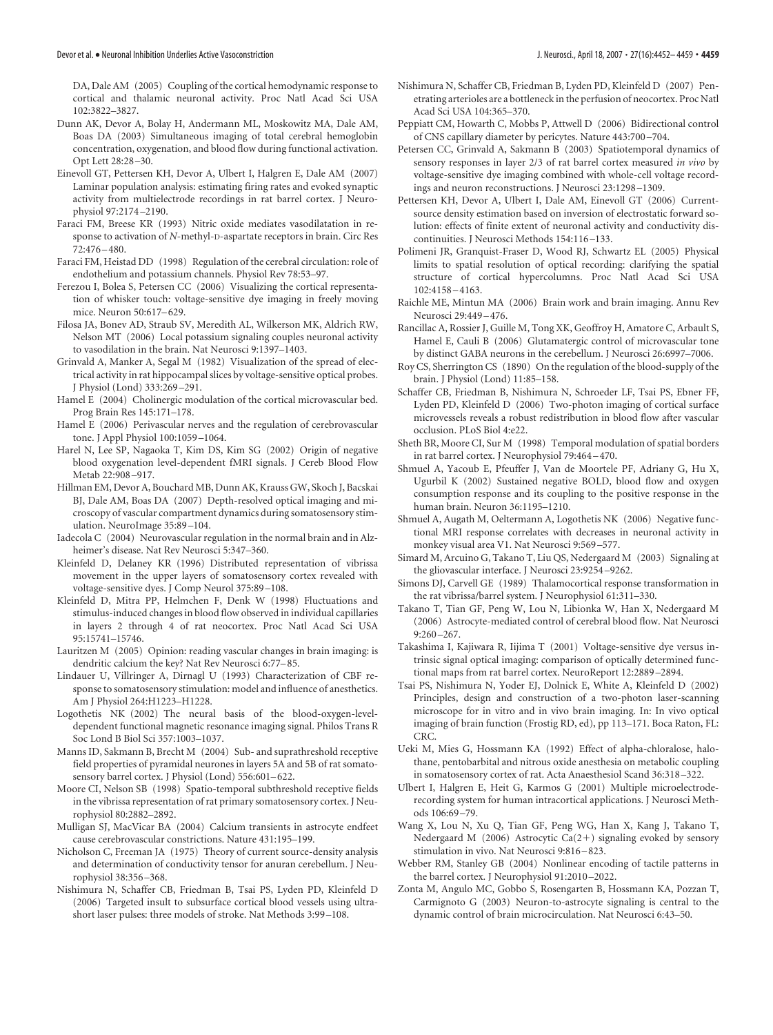DA, Dale AM (2005) Coupling of the cortical hemodynamic response to cortical and thalamic neuronal activity. Proc Natl Acad Sci USA 102:3822–3827.

Dunn AK, Devor A, Bolay H, Andermann ML, Moskowitz MA, Dale AM, Boas DA (2003) Simultaneous imaging of total cerebral hemoglobin concentration, oxygenation, and blood flow during functional activation. Opt Lett 28:28–30.

Einevoll GT, Pettersen KH, Devor A, Ulbert I, Halgren E, Dale AM (2007) Laminar population analysis: estimating firing rates and evoked synaptic activity from multielectrode recordings in rat barrel cortex. J Neurophysiol 97:2174–2190.

Faraci FM, Breese KR (1993) Nitric oxide mediates vasodilatation in response to activation of *N*-methyl-D-aspartate receptors in brain. Circ Res 72:476–480.

Faraci FM, Heistad DD (1998) Regulation of the cerebral circulation: role of endothelium and potassium channels. Physiol Rev 78:53–97.

Ferezou I, Bolea S, Petersen CC (2006) Visualizing the cortical representation of whisker touch: voltage-sensitive dye imaging in freely moving mice. Neuron 50:617–629.

Filosa JA, Bonev AD, Straub SV, Meredith AL, Wilkerson MK, Aldrich RW, Nelson MT (2006) Local potassium signaling couples neuronal activity to vasodilation in the brain. Nat Neurosci 9:1397–1403.

Grinvald A, Manker A, Segal M (1982) Visualization of the spread of electrical activity in rat hippocampal slices by voltage-sensitive optical probes. J Physiol (Lond) 333:269–291.

Hamel E (2004) Cholinergic modulation of the cortical microvascular bed. Prog Brain Res 145:171–178.

Hamel E (2006) Perivascular nerves and the regulation of cerebrovascular tone. J Appl Physiol 100:1059–1064.

Harel N, Lee SP, Nagaoka T, Kim DS, Kim SG (2002) Origin of negative blood oxygenation level-dependent fMRI signals. J Cereb Blood Flow Metab 22:908–917.

Hillman EM, Devor A, Bouchard MB, Dunn AK, Krauss GW, Skoch J, Bacskai BJ, Dale AM, Boas DA (2007) Depth-resolved optical imaging and microscopy of vascular compartment dynamics during somatosensory stimulation. NeuroImage 35:89–104.

Iadecola C (2004) Neurovascular regulation in the normal brain and in Alzheimer's disease. Nat Rev Neurosci 5:347–360.

Kleinfeld D, Delaney KR (1996) Distributed representation of vibrissa movement in the upper layers of somatosensory cortex revealed with voltage-sensitive dyes. J Comp Neurol 375:89–108.

Kleinfeld D, Mitra PP, Helmchen F, Denk W (1998) Fluctuations and stimulus-induced changes in blood flow observed in individual capillaries in layers 2 through 4 of rat neocortex. Proc Natl Acad Sci USA 95:15741–15746.

Lauritzen M (2005) Opinion: reading vascular changes in brain imaging: is dendritic calcium the key? Nat Rev Neurosci 6:77–85.

Lindauer U, Villringer A, Dirnagl U (1993) Characterization of CBF response to somatosensory stimulation: model and influence of anesthetics. Am J Physiol 264:H1223–H1228.

Logothetis NK (2002) The neural basis of the blood-oxygen-level-dependent functional magnetic resonance imaging signal. Philos Trans R Soc Lond B Biol Sci 357:1003–1037.

Manns ID, Sakmann B, Brecht M (2004) Sub- and suprathreshold receptive field properties of pyramidal neurones in layers 5A and 5B of rat somatosensory barrel cortex. J Physiol (Lond) 556:601–622.

Moore CI, Nelson SB (1998) Spatio-temporal subthreshold receptive fields in the vibrissa representation of rat primary somatosensory cortex. J Neurophysiol 80:2882–2892.

Mulligan SJ, MacVicar BA (2004) Calcium transients in astrocyte endfeet cause cerebrovascular constrictions. Nature 431:195–199.

Nicholson C, Freeman JA (1975) Theory of current source-density analysis and determination of conductivity tensor for anuran cerebellum. J Neurophysiol 38:356–368.

Nishimura N, Schaffer CB, Friedman B, Tsai PS, Lyden PD, Kleinfeld D (2006) Targeted insult to subsurface cortical blood vessels using ultrashort laser pulses: three models of stroke. Nat Methods 3:99–108.

Nishimura N, Schaffer CB, Friedman B, Lyden PD, Kleinfeld D (2007) Penetrating arterioles are a bottleneck in the perfusion of neocortex. Proc Natl Acad Sci USA 104:365–370.

Peppiatt CM, Howarth C, Mobbs P, Attwell D (2006) Bidirectional control of CNS capillary diameter by pericytes. Nature 443:700–704.

Petersen CC, Grinvald A, Sakmann B (2003) Spatiotemporal dynamics of sensory responses in layer 2/3 of rat barrel cortex measured *in vivo* by voltage-sensitive dye imaging combined with whole-cell voltage recordings and neuron reconstructions. J Neurosci 23:1298–1309.

Pettersen KH, Devor A, Ulbert I, Dale AM, Einevoll GT (2006) Current-source density estimation based on inversion of electrostatic forward solution: effects of finite extent of neuronal activity and conductivity discontinuities. J Neurosci Methods 154:116–133.

Polimeni JR, Granquist-Fraser D, Wood RJ, Schwartz EL (2005) Physical limits to spatial resolution of optical recording: clarifying the spatial structure of cortical hypercolumns. Proc Natl Acad Sci USA 102:4158–4163.

Raichle ME, Mintun MA (2006) Brain work and brain imaging. Annu Rev Neurosci 29:449–476.

Rancillac A, Rossier J, Guille M, Tong XK, Geoffroy H, Amatore C, Arbault S, Hamel E, Cauli B (2006) Glutamatergic control of microvascular tone by distinct GABA neurons in the cerebellum. J Neurosci 26:6997–7006.

Roy CS, Sherrington CS (1890) On the regulation of the blood-supply of the brain. J Physiol (Lond) 11:85–158.

Schaffer CB, Friedman B, Nishimura N, Schroeder LF, Tsai PS, Ebner FF, Lyden PD, Kleinfeld D (2006) Two-photon imaging of cortical surface microvessels reveals a robust redistribution in blood flow after vascular occlusion. PLoS Biol 4:e22.

Sheth BR, Moore CI, Sur M (1998) Temporal modulation of spatial borders in rat barrel cortex. J Neurophysiol 79:464–470.

Shmuel A, Yacoub E, Pfeuffer J, Van de Moortele PF, Adriany G, Hu X, Ugurbil K (2002) Sustained negative BOLD, blood flow and oxygen consumption response and its coupling to the positive response in the human brain. Neuron 36:1195–1210.

Shmuel A, Augath M, Oeltermann A, Logothetis NK (2006) Negative functional MRI response correlates with decreases in neuronal activity in monkey visual area V1. Nat Neurosci 9:569–577.

Simard M, Arcuino G, Takano T, Liu QS, Nedergaard M (2003) Signaling at the gliovascular interface. J Neurosci 23:9254–9262.

Simons DJ, Carvell GE (1989) Thalamocortical response transformation in the rat vibrissa/barrel system. J Neurophysiol 61:311–330.

Takano T, Tian GF, Peng W, Lou N, Libionka W, Han X, Nedergaard M (2006) Astrocyte-mediated control of cerebral blood flow. Nat Neurosci 9:260–267.

Takashima I, Kajiwara R, Iijima T (2001) Voltage-sensitive dye versus intrinsic signal optical imaging: comparison of optically determined functional maps from rat barrel cortex. NeuroReport 12:2889–2894.

Tsai PS, Nishimura N, Yoder EJ, Dolnick E, White A, Kleinfeld D (2002) Principles, design and construction of a two-photon laser-scanning microscope for in vitro and in vivo brain imaging. In: In vivo optical imaging of brain function (Frostig RD, ed), pp 113–171. Boca Raton, FL: CRC.

Ueki M, Mies G, Hossmann KA (1992) Effect of alpha-chloralose, halothane, pentobarbital and nitrous oxide anesthesia on metabolic coupling in somatosensory cortex of rat. Acta Anaesthesiol Scand 36:318–322.

Ulbert I, Halgren E, Heit G, Karmos G (2001) Multiple microelectrode-recording system for human intracortical applications. J Neurosci Methods 106:69–79.

Wang X, Lou N, Xu Q, Tian GF, Peng WG, Han X, Kang J, Takano T, Nedergaard M (2006) Astrocytic $Ca(2+)$ signaling evoked by sensory stimulation in vivo. Nat Neurosci 9:816–823.

Webber RM, Stanley GB (2004) Nonlinear encoding of tactile patterns in the barrel cortex. J Neurophysiol 91:2010–2022.

Zonta M, Angulo MC, Gobbo S, Rosengarten B, Hossmann KA, Pozzan T, Carmignoto G (2003) Neuron-to-astrocyte signaling is central to the dynamic control of brain microcirculation. Nat Neurosci 6:43–50.